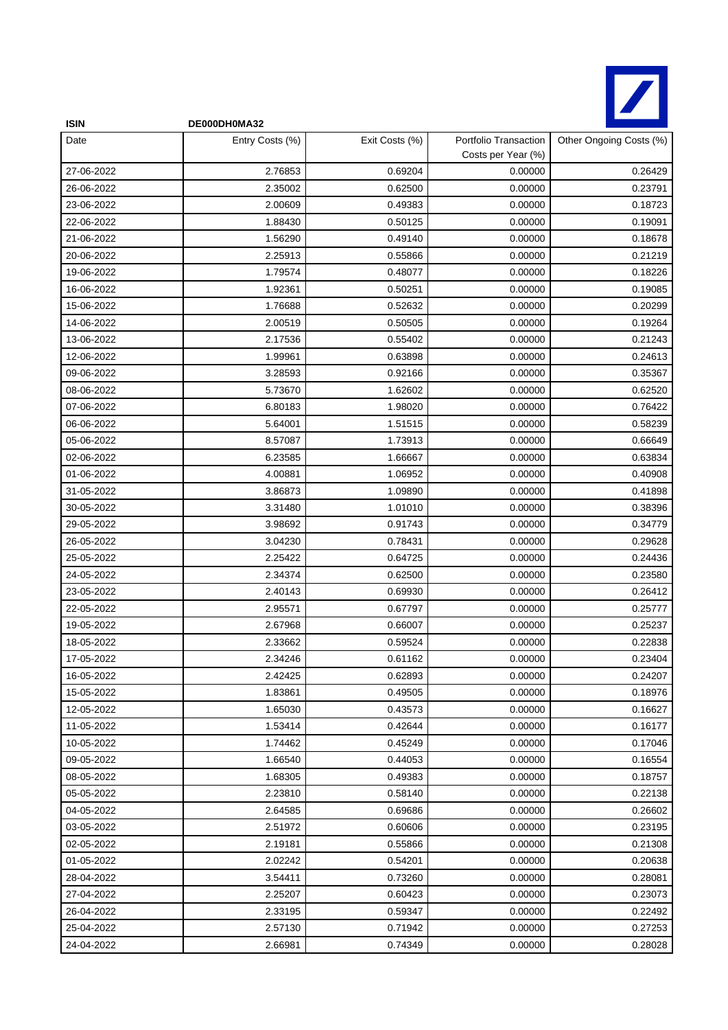**ISIN** DE000DH0MA32

| Date | Entry Costs (%) | Exit Costs (%) | Portfolio Transaction Costs per Year (%) | Other Ongoing Costs (%) |
|---|---|---|---|---|
| 27-06-2022 | 2.76853 | 0.69204 | 0.00000 | 0.26429 |
| 26-06-2022 | 2.35002 | 0.62500 | 0.00000 | 0.23791 |
| 23-06-2022 | 2.00609 | 0.49383 | 0.00000 | 0.18723 |
| 22-06-2022 | 1.88430 | 0.50125 | 0.00000 | 0.19091 |
| 21-06-2022 | 1.56290 | 0.49140 | 0.00000 | 0.18678 |
| 20-06-2022 | 2.25913 | 0.55866 | 0.00000 | 0.21219 |
| 19-06-2022 | 1.79574 | 0.48077 | 0.00000 | 0.18226 |
| 16-06-2022 | 1.92361 | 0.50251 | 0.00000 | 0.19085 |
| 15-06-2022 | 1.76688 | 0.52632 | 0.00000 | 0.20299 |
| 14-06-2022 | 2.00519 | 0.50505 | 0.00000 | 0.19264 |
| 13-06-2022 | 2.17536 | 0.55402 | 0.00000 | 0.21243 |
| 12-06-2022 | 1.99961 | 0.63898 | 0.00000 | 0.24613 |
| 09-06-2022 | 3.28593 | 0.92166 | 0.00000 | 0.35367 |
| 08-06-2022 | 5.73670 | 1.62602 | 0.00000 | 0.62520 |
| 07-06-2022 | 6.80183 | 1.98020 | 0.00000 | 0.76422 |
| 06-06-2022 | 5.64001 | 1.51515 | 0.00000 | 0.58239 |
| 05-06-2022 | 8.57087 | 1.73913 | 0.00000 | 0.66649 |
| 02-06-2022 | 6.23585 | 1.66667 | 0.00000 | 0.63834 |
| 01-06-2022 | 4.00881 | 1.06952 | 0.00000 | 0.40908 |
| 31-05-2022 | 3.86873 | 1.09890 | 0.00000 | 0.41898 |
| 30-05-2022 | 3.31480 | 1.01010 | 0.00000 | 0.38396 |
| 29-05-2022 | 3.98692 | 0.91743 | 0.00000 | 0.34779 |
| 26-05-2022 | 3.04230 | 0.78431 | 0.00000 | 0.29628 |
| 25-05-2022 | 2.25422 | 0.64725 | 0.00000 | 0.24436 |
| 24-05-2022 | 2.34374 | 0.62500 | 0.00000 | 0.23580 |
| 23-05-2022 | 2.40143 | 0.69930 | 0.00000 | 0.26412 |
| 22-05-2022 | 2.95571 | 0.67797 | 0.00000 | 0.25777 |
| 19-05-2022 | 2.67968 | 0.66007 | 0.00000 | 0.25237 |
| 18-05-2022 | 2.33662 | 0.59524 | 0.00000 | 0.22838 |
| 17-05-2022 | 2.34246 | 0.61162 | 0.00000 | 0.23404 |
| 16-05-2022 | 2.42425 | 0.62893 | 0.00000 | 0.24207 |
| 15-05-2022 | 1.83861 | 0.49505 | 0.00000 | 0.18976 |
| 12-05-2022 | 1.65030 | 0.43573 | 0.00000 | 0.16627 |
| 11-05-2022 | 1.53414 | 0.42644 | 0.00000 | 0.16177 |
| 10-05-2022 | 1.74462 | 0.45249 | 0.00000 | 0.17046 |
| 09-05-2022 | 1.66540 | 0.44053 | 0.00000 | 0.16554 |
| 08-05-2022 | 1.68305 | 0.49383 | 0.00000 | 0.18757 |
| 05-05-2022 | 2.23810 | 0.58140 | 0.00000 | 0.22138 |
| 04-05-2022 | 2.64585 | 0.69686 | 0.00000 | 0.26602 |
| 03-05-2022 | 2.51972 | 0.60606 | 0.00000 | 0.23195 |
| 02-05-2022 | 2.19181 | 0.55866 | 0.00000 | 0.21308 |
| 01-05-2022 | 2.02242 | 0.54201 | 0.00000 | 0.20638 |
| 28-04-2022 | 3.54411 | 0.73260 | 0.00000 | 0.28081 |
| 27-04-2022 | 2.25207 | 0.60423 | 0.00000 | 0.23073 |
| 26-04-2022 | 2.33195 | 0.59347 | 0.00000 | 0.22492 |
| 25-04-2022 | 2.57130 | 0.71942 | 0.00000 | 0.27253 |
| 24-04-2022 | 2.66981 | 0.74349 | 0.00000 | 0.28028 |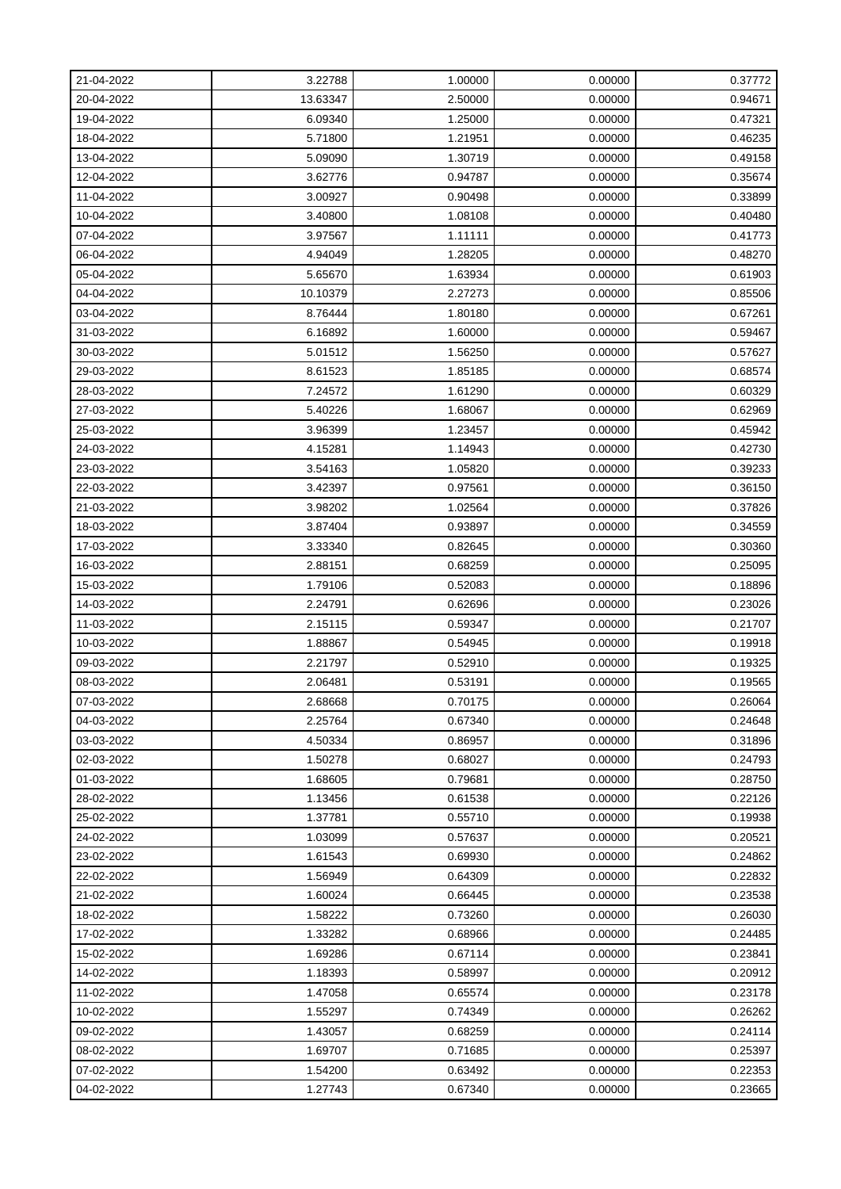| | | | | |
|---|---|---|---|---|
| 21-04-2022 | 3.22788 | 1.00000 | 0.00000 | 0.37772 |
| 20-04-2022 | 13.63347 | 2.50000 | 0.00000 | 0.94671 |
| 19-04-2022 | 6.09340 | 1.25000 | 0.00000 | 0.47321 |
| 18-04-2022 | 5.71800 | 1.21951 | 0.00000 | 0.46235 |
| 13-04-2022 | 5.09090 | 1.30719 | 0.00000 | 0.49158 |
| 12-04-2022 | 3.62776 | 0.94787 | 0.00000 | 0.35674 |
| 11-04-2022 | 3.00927 | 0.90498 | 0.00000 | 0.33899 |
| 10-04-2022 | 3.40800 | 1.08108 | 0.00000 | 0.40480 |
| 07-04-2022 | 3.97567 | 1.11111 | 0.00000 | 0.41773 |
| 06-04-2022 | 4.94049 | 1.28205 | 0.00000 | 0.48270 |
| 05-04-2022 | 5.65670 | 1.63934 | 0.00000 | 0.61903 |
| 04-04-2022 | 10.10379 | 2.27273 | 0.00000 | 0.85506 |
| 03-04-2022 | 8.76444 | 1.80180 | 0.00000 | 0.67261 |
| 31-03-2022 | 6.16892 | 1.60000 | 0.00000 | 0.59467 |
| 30-03-2022 | 5.01512 | 1.56250 | 0.00000 | 0.57627 |
| 29-03-2022 | 8.61523 | 1.85185 | 0.00000 | 0.68574 |
| 28-03-2022 | 7.24572 | 1.61290 | 0.00000 | 0.60329 |
| 27-03-2022 | 5.40226 | 1.68067 | 0.00000 | 0.62969 |
| 25-03-2022 | 3.96399 | 1.23457 | 0.00000 | 0.45942 |
| 24-03-2022 | 4.15281 | 1.14943 | 0.00000 | 0.42730 |
| 23-03-2022 | 3.54163 | 1.05820 | 0.00000 | 0.39233 |
| 22-03-2022 | 3.42397 | 0.97561 | 0.00000 | 0.36150 |
| 21-03-2022 | 3.98202 | 1.02564 | 0.00000 | 0.37826 |
| 18-03-2022 | 3.87404 | 0.93897 | 0.00000 | 0.34559 |
| 17-03-2022 | 3.33340 | 0.82645 | 0.00000 | 0.30360 |
| 16-03-2022 | 2.88151 | 0.68259 | 0.00000 | 0.25095 |
| 15-03-2022 | 1.79106 | 0.52083 | 0.00000 | 0.18896 |
| 14-03-2022 | 2.24791 | 0.62696 | 0.00000 | 0.23026 |
| 11-03-2022 | 2.15115 | 0.59347 | 0.00000 | 0.21707 |
| 10-03-2022 | 1.88867 | 0.54945 | 0.00000 | 0.19918 |
| 09-03-2022 | 2.21797 | 0.52910 | 0.00000 | 0.19325 |
| 08-03-2022 | 2.06481 | 0.53191 | 0.00000 | 0.19565 |
| 07-03-2022 | 2.68668 | 0.70175 | 0.00000 | 0.26064 |
| 04-03-2022 | 2.25764 | 0.67340 | 0.00000 | 0.24648 |
| 03-03-2022 | 4.50334 | 0.86957 | 0.00000 | 0.31896 |
| 02-03-2022 | 1.50278 | 0.68027 | 0.00000 | 0.24793 |
| 01-03-2022 | 1.68605 | 0.79681 | 0.00000 | 0.28750 |
| 28-02-2022 | 1.13456 | 0.61538 | 0.00000 | 0.22126 |
| 25-02-2022 | 1.37781 | 0.55710 | 0.00000 | 0.19938 |
| 24-02-2022 | 1.03099 | 0.57637 | 0.00000 | 0.20521 |
| 23-02-2022 | 1.61543 | 0.69930 | 0.00000 | 0.24862 |
| 22-02-2022 | 1.56949 | 0.64309 | 0.00000 | 0.22832 |
| 21-02-2022 | 1.60024 | 0.66445 | 0.00000 | 0.23538 |
| 18-02-2022 | 1.58222 | 0.73260 | 0.00000 | 0.26030 |
| 17-02-2022 | 1.33282 | 0.68966 | 0.00000 | 0.24485 |
| 15-02-2022 | 1.69286 | 0.67114 | 0.00000 | 0.23841 |
| 14-02-2022 | 1.18393 | 0.58997 | 0.00000 | 0.20912 |
| 11-02-2022 | 1.47058 | 0.65574 | 0.00000 | 0.23178 |
| 10-02-2022 | 1.55297 | 0.74349 | 0.00000 | 0.26262 |
| 09-02-2022 | 1.43057 | 0.68259 | 0.00000 | 0.24114 |
| 08-02-2022 | 1.69707 | 0.71685 | 0.00000 | 0.25397 |
| 07-02-2022 | 1.54200 | 0.63492 | 0.00000 | 0.22353 |
| 04-02-2022 | 1.27743 | 0.67340 | 0.00000 | 0.23665 |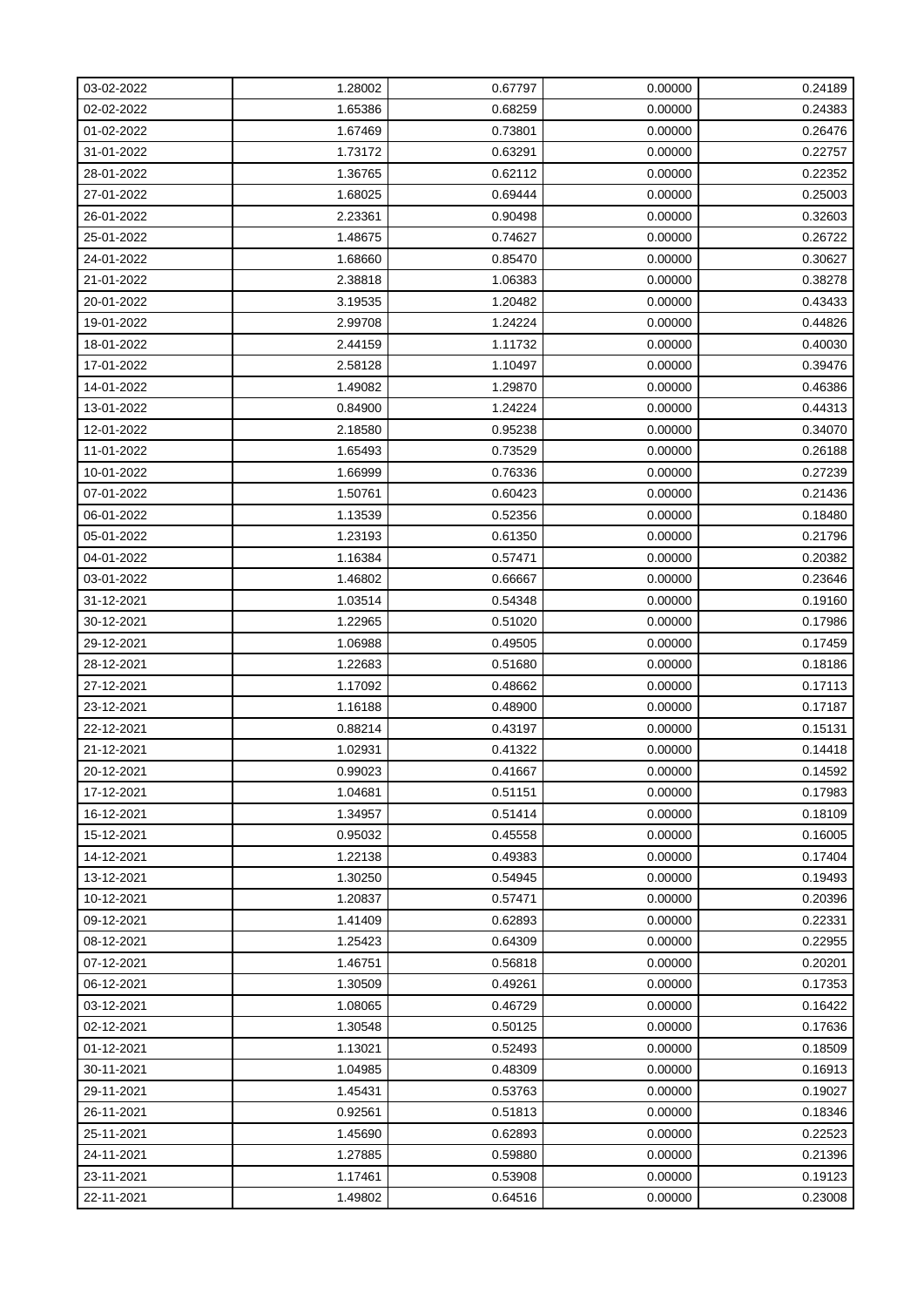| | | | | |
|---|---|---|---|---|
| 03-02-2022 | 1.28002 | 0.67797 | 0.00000 | 0.24189 |
| 02-02-2022 | 1.65386 | 0.68259 | 0.00000 | 0.24383 |
| 01-02-2022 | 1.67469 | 0.73801 | 0.00000 | 0.26476 |
| 31-01-2022 | 1.73172 | 0.63291 | 0.00000 | 0.22757 |
| 28-01-2022 | 1.36765 | 0.62112 | 0.00000 | 0.22352 |
| 27-01-2022 | 1.68025 | 0.69444 | 0.00000 | 0.25003 |
| 26-01-2022 | 2.23361 | 0.90498 | 0.00000 | 0.32603 |
| 25-01-2022 | 1.48675 | 0.74627 | 0.00000 | 0.26722 |
| 24-01-2022 | 1.68660 | 0.85470 | 0.00000 | 0.30627 |
| 21-01-2022 | 2.38818 | 1.06383 | 0.00000 | 0.38278 |
| 20-01-2022 | 3.19535 | 1.20482 | 0.00000 | 0.43433 |
| 19-01-2022 | 2.99708 | 1.24224 | 0.00000 | 0.44826 |
| 18-01-2022 | 2.44159 | 1.11732 | 0.00000 | 0.40030 |
| 17-01-2022 | 2.58128 | 1.10497 | 0.00000 | 0.39476 |
| 14-01-2022 | 1.49082 | 1.29870 | 0.00000 | 0.46386 |
| 13-01-2022 | 0.84900 | 1.24224 | 0.00000 | 0.44313 |
| 12-01-2022 | 2.18580 | 0.95238 | 0.00000 | 0.34070 |
| 11-01-2022 | 1.65493 | 0.73529 | 0.00000 | 0.26188 |
| 10-01-2022 | 1.66999 | 0.76336 | 0.00000 | 0.27239 |
| 07-01-2022 | 1.50761 | 0.60423 | 0.00000 | 0.21436 |
| 06-01-2022 | 1.13539 | 0.52356 | 0.00000 | 0.18480 |
| 05-01-2022 | 1.23193 | 0.61350 | 0.00000 | 0.21796 |
| 04-01-2022 | 1.16384 | 0.57471 | 0.00000 | 0.20382 |
| 03-01-2022 | 1.46802 | 0.66667 | 0.00000 | 0.23646 |
| 31-12-2021 | 1.03514 | 0.54348 | 0.00000 | 0.19160 |
| 30-12-2021 | 1.22965 | 0.51020 | 0.00000 | 0.17986 |
| 29-12-2021 | 1.06988 | 0.49505 | 0.00000 | 0.17459 |
| 28-12-2021 | 1.22683 | 0.51680 | 0.00000 | 0.18186 |
| 27-12-2021 | 1.17092 | 0.48662 | 0.00000 | 0.17113 |
| 23-12-2021 | 1.16188 | 0.48900 | 0.00000 | 0.17187 |
| 22-12-2021 | 0.88214 | 0.43197 | 0.00000 | 0.15131 |
| 21-12-2021 | 1.02931 | 0.41322 | 0.00000 | 0.14418 |
| 20-12-2021 | 0.99023 | 0.41667 | 0.00000 | 0.14592 |
| 17-12-2021 | 1.04681 | 0.51151 | 0.00000 | 0.17983 |
| 16-12-2021 | 1.34957 | 0.51414 | 0.00000 | 0.18109 |
| 15-12-2021 | 0.95032 | 0.45558 | 0.00000 | 0.16005 |
| 14-12-2021 | 1.22138 | 0.49383 | 0.00000 | 0.17404 |
| 13-12-2021 | 1.30250 | 0.54945 | 0.00000 | 0.19493 |
| 10-12-2021 | 1.20837 | 0.57471 | 0.00000 | 0.20396 |
| 09-12-2021 | 1.41409 | 0.62893 | 0.00000 | 0.22331 |
| 08-12-2021 | 1.25423 | 0.64309 | 0.00000 | 0.22955 |
| 07-12-2021 | 1.46751 | 0.56818 | 0.00000 | 0.20201 |
| 06-12-2021 | 1.30509 | 0.49261 | 0.00000 | 0.17353 |
| 03-12-2021 | 1.08065 | 0.46729 | 0.00000 | 0.16422 |
| 02-12-2021 | 1.30548 | 0.50125 | 0.00000 | 0.17636 |
| 01-12-2021 | 1.13021 | 0.52493 | 0.00000 | 0.18509 |
| 30-11-2021 | 1.04985 | 0.48309 | 0.00000 | 0.16913 |
| 29-11-2021 | 1.45431 | 0.53763 | 0.00000 | 0.19027 |
| 26-11-2021 | 0.92561 | 0.51813 | 0.00000 | 0.18346 |
| 25-11-2021 | 1.45690 | 0.62893 | 0.00000 | 0.22523 |
| 24-11-2021 | 1.27885 | 0.59880 | 0.00000 | 0.21396 |
| 23-11-2021 | 1.17461 | 0.53908 | 0.00000 | 0.19123 |
| 22-11-2021 | 1.49802 | 0.64516 | 0.00000 | 0.23008 |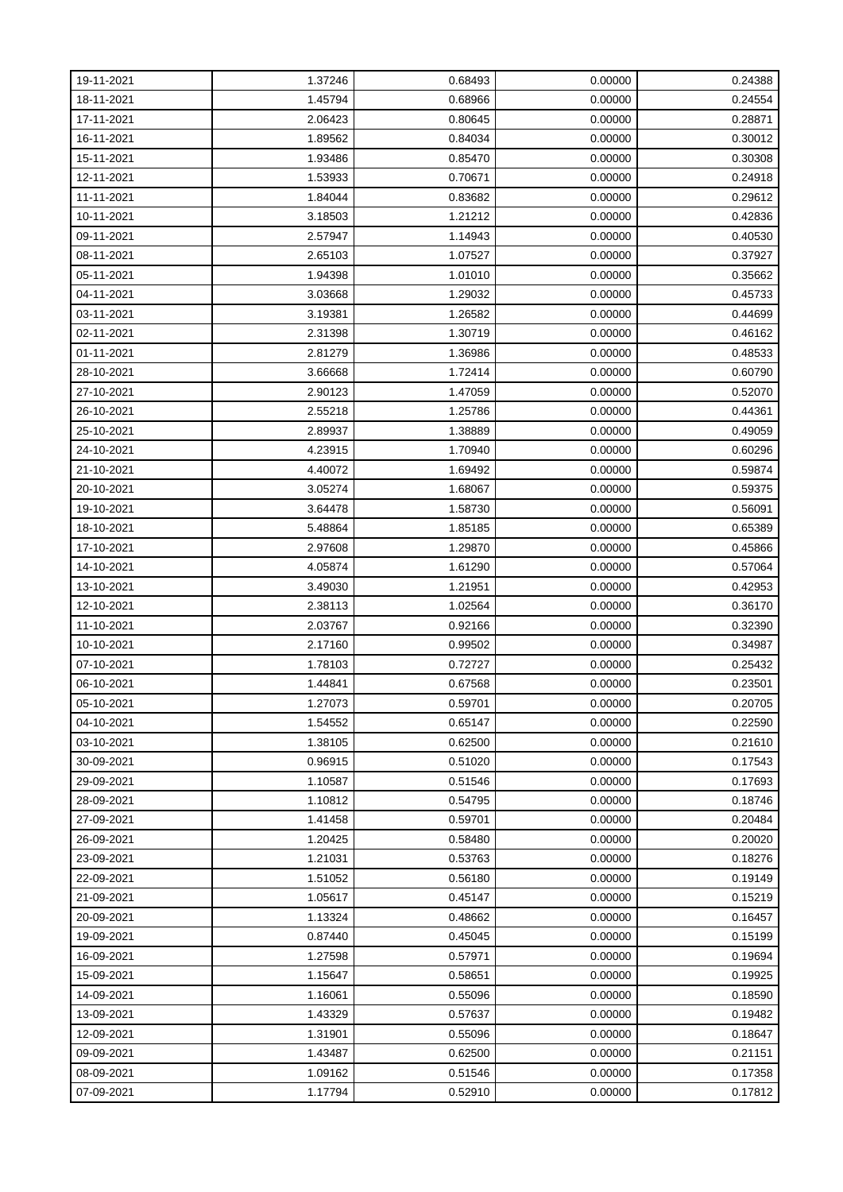| | | | | |
|---|---|---|---|---|
| 19-11-2021 | 1.37246 | 0.68493 | 0.00000 | 0.24388 |
| 18-11-2021 | 1.45794 | 0.68966 | 0.00000 | 0.24554 |
| 17-11-2021 | 2.06423 | 0.80645 | 0.00000 | 0.28871 |
| 16-11-2021 | 1.89562 | 0.84034 | 0.00000 | 0.30012 |
| 15-11-2021 | 1.93486 | 0.85470 | 0.00000 | 0.30308 |
| 12-11-2021 | 1.53933 | 0.70671 | 0.00000 | 0.24918 |
| 11-11-2021 | 1.84044 | 0.83682 | 0.00000 | 0.29612 |
| 10-11-2021 | 3.18503 | 1.21212 | 0.00000 | 0.42836 |
| 09-11-2021 | 2.57947 | 1.14943 | 0.00000 | 0.40530 |
| 08-11-2021 | 2.65103 | 1.07527 | 0.00000 | 0.37927 |
| 05-11-2021 | 1.94398 | 1.01010 | 0.00000 | 0.35662 |
| 04-11-2021 | 3.03668 | 1.29032 | 0.00000 | 0.45733 |
| 03-11-2021 | 3.19381 | 1.26582 | 0.00000 | 0.44699 |
| 02-11-2021 | 2.31398 | 1.30719 | 0.00000 | 0.46162 |
| 01-11-2021 | 2.81279 | 1.36986 | 0.00000 | 0.48533 |
| 28-10-2021 | 3.66668 | 1.72414 | 0.00000 | 0.60790 |
| 27-10-2021 | 2.90123 | 1.47059 | 0.00000 | 0.52070 |
| 26-10-2021 | 2.55218 | 1.25786 | 0.00000 | 0.44361 |
| 25-10-2021 | 2.89937 | 1.38889 | 0.00000 | 0.49059 |
| 24-10-2021 | 4.23915 | 1.70940 | 0.00000 | 0.60296 |
| 21-10-2021 | 4.40072 | 1.69492 | 0.00000 | 0.59874 |
| 20-10-2021 | 3.05274 | 1.68067 | 0.00000 | 0.59375 |
| 19-10-2021 | 3.64478 | 1.58730 | 0.00000 | 0.56091 |
| 18-10-2021 | 5.48864 | 1.85185 | 0.00000 | 0.65389 |
| 17-10-2021 | 2.97608 | 1.29870 | 0.00000 | 0.45866 |
| 14-10-2021 | 4.05874 | 1.61290 | 0.00000 | 0.57064 |
| 13-10-2021 | 3.49030 | 1.21951 | 0.00000 | 0.42953 |
| 12-10-2021 | 2.38113 | 1.02564 | 0.00000 | 0.36170 |
| 11-10-2021 | 2.03767 | 0.92166 | 0.00000 | 0.32390 |
| 10-10-2021 | 2.17160 | 0.99502 | 0.00000 | 0.34987 |
| 07-10-2021 | 1.78103 | 0.72727 | 0.00000 | 0.25432 |
| 06-10-2021 | 1.44841 | 0.67568 | 0.00000 | 0.23501 |
| 05-10-2021 | 1.27073 | 0.59701 | 0.00000 | 0.20705 |
| 04-10-2021 | 1.54552 | 0.65147 | 0.00000 | 0.22590 |
| 03-10-2021 | 1.38105 | 0.62500 | 0.00000 | 0.21610 |
| 30-09-2021 | 0.96915 | 0.51020 | 0.00000 | 0.17543 |
| 29-09-2021 | 1.10587 | 0.51546 | 0.00000 | 0.17693 |
| 28-09-2021 | 1.10812 | 0.54795 | 0.00000 | 0.18746 |
| 27-09-2021 | 1.41458 | 0.59701 | 0.00000 | 0.20484 |
| 26-09-2021 | 1.20425 | 0.58480 | 0.00000 | 0.20020 |
| 23-09-2021 | 1.21031 | 0.53763 | 0.00000 | 0.18276 |
| 22-09-2021 | 1.51052 | 0.56180 | 0.00000 | 0.19149 |
| 21-09-2021 | 1.05617 | 0.45147 | 0.00000 | 0.15219 |
| 20-09-2021 | 1.13324 | 0.48662 | 0.00000 | 0.16457 |
| 19-09-2021 | 0.87440 | 0.45045 | 0.00000 | 0.15199 |
| 16-09-2021 | 1.27598 | 0.57971 | 0.00000 | 0.19694 |
| 15-09-2021 | 1.15647 | 0.58651 | 0.00000 | 0.19925 |
| 14-09-2021 | 1.16061 | 0.55096 | 0.00000 | 0.18590 |
| 13-09-2021 | 1.43329 | 0.57637 | 0.00000 | 0.19482 |
| 12-09-2021 | 1.31901 | 0.55096 | 0.00000 | 0.18647 |
| 09-09-2021 | 1.43487 | 0.62500 | 0.00000 | 0.21151 |
| 08-09-2021 | 1.09162 | 0.51546 | 0.00000 | 0.17358 |
| 07-09-2021 | 1.17794 | 0.52910 | 0.00000 | 0.17812 |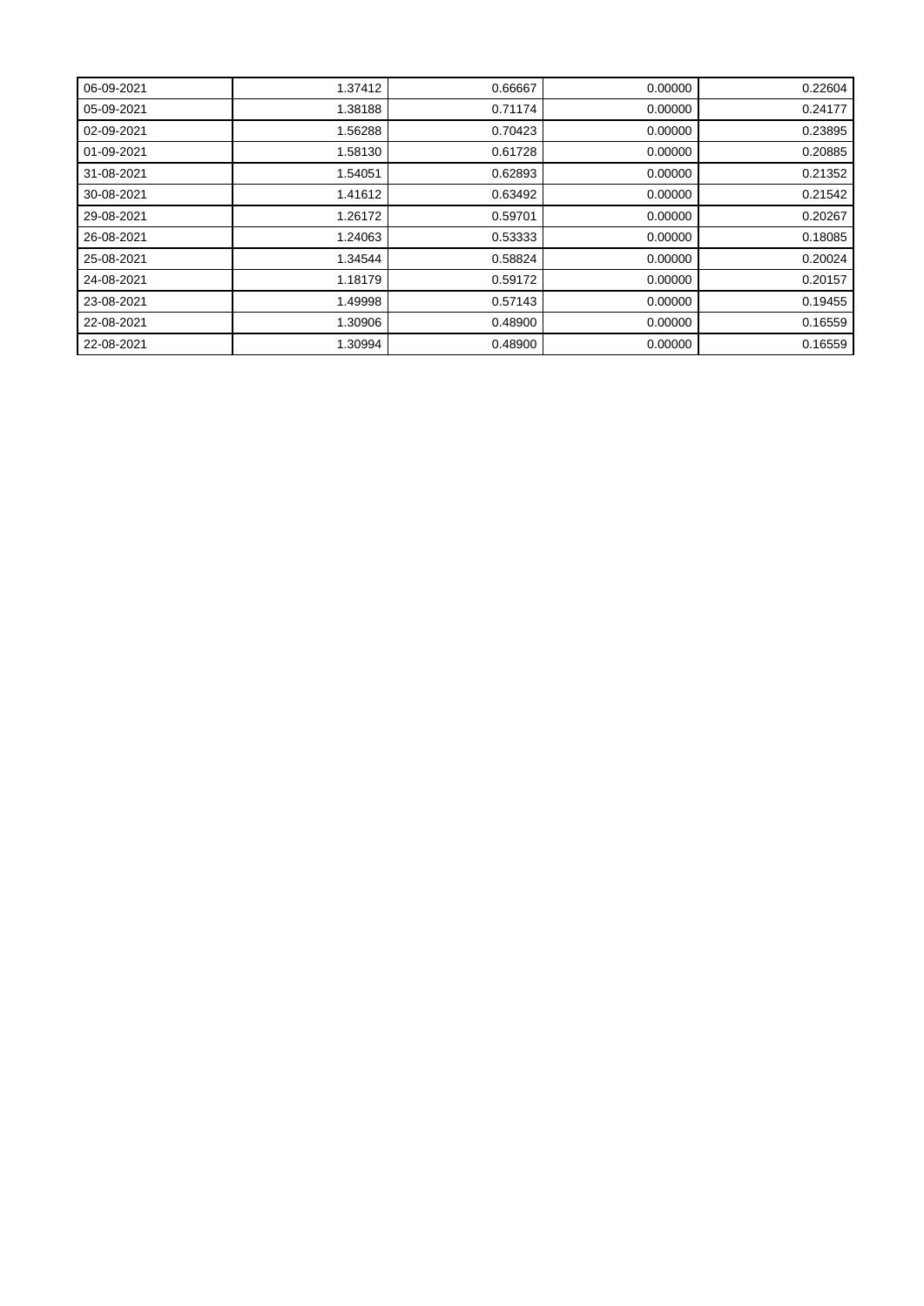| | | | | |
|---|---|---|---|---|
| 06-09-2021 | 1.37412 | 0.66667 | 0.00000 | 0.22604 |
| 05-09-2021 | 1.38188 | 0.71174 | 0.00000 | 0.24177 |
| 02-09-2021 | 1.56288 | 0.70423 | 0.00000 | 0.23895 |
| 01-09-2021 | 1.58130 | 0.61728 | 0.00000 | 0.20885 |
| 31-08-2021 | 1.54051 | 0.62893 | 0.00000 | 0.21352 |
| 30-08-2021 | 1.41612 | 0.63492 | 0.00000 | 0.21542 |
| 29-08-2021 | 1.26172 | 0.59701 | 0.00000 | 0.20267 |
| 26-08-2021 | 1.24063 | 0.53333 | 0.00000 | 0.18085 |
| 25-08-2021 | 1.34544 | 0.58824 | 0.00000 | 0.20024 |
| 24-08-2021 | 1.18179 | 0.59172 | 0.00000 | 0.20157 |
| 23-08-2021 | 1.49998 | 0.57143 | 0.00000 | 0.19455 |
| 22-08-2021 | 1.30906 | 0.48900 | 0.00000 | 0.16559 |
| 22-08-2021 | 1.30994 | 0.48900 | 0.00000 | 0.16559 |